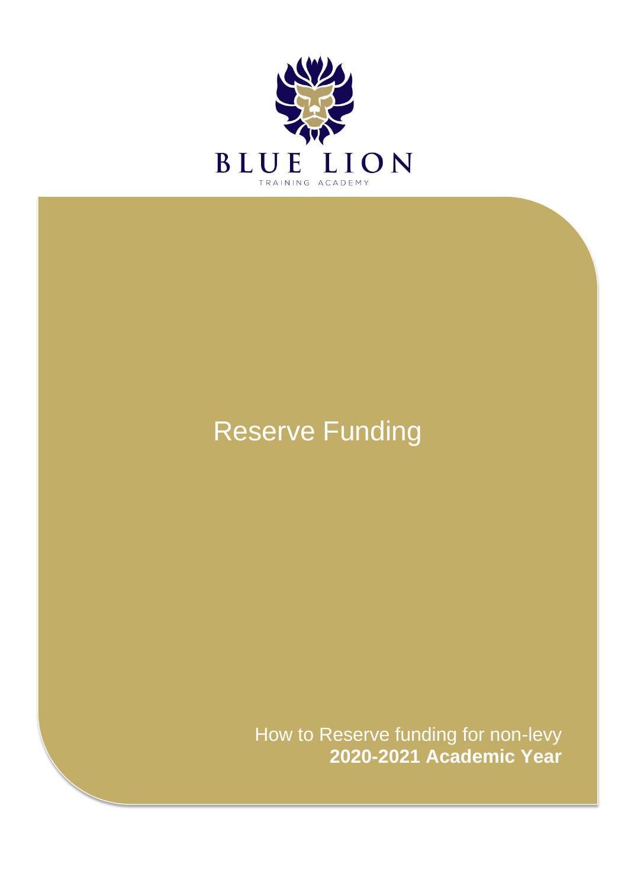BLUE LION

TRAINING ACADEMY

# Reserve Funding

How to Reserve funding for non-levy

**2020-2021 Academic Year**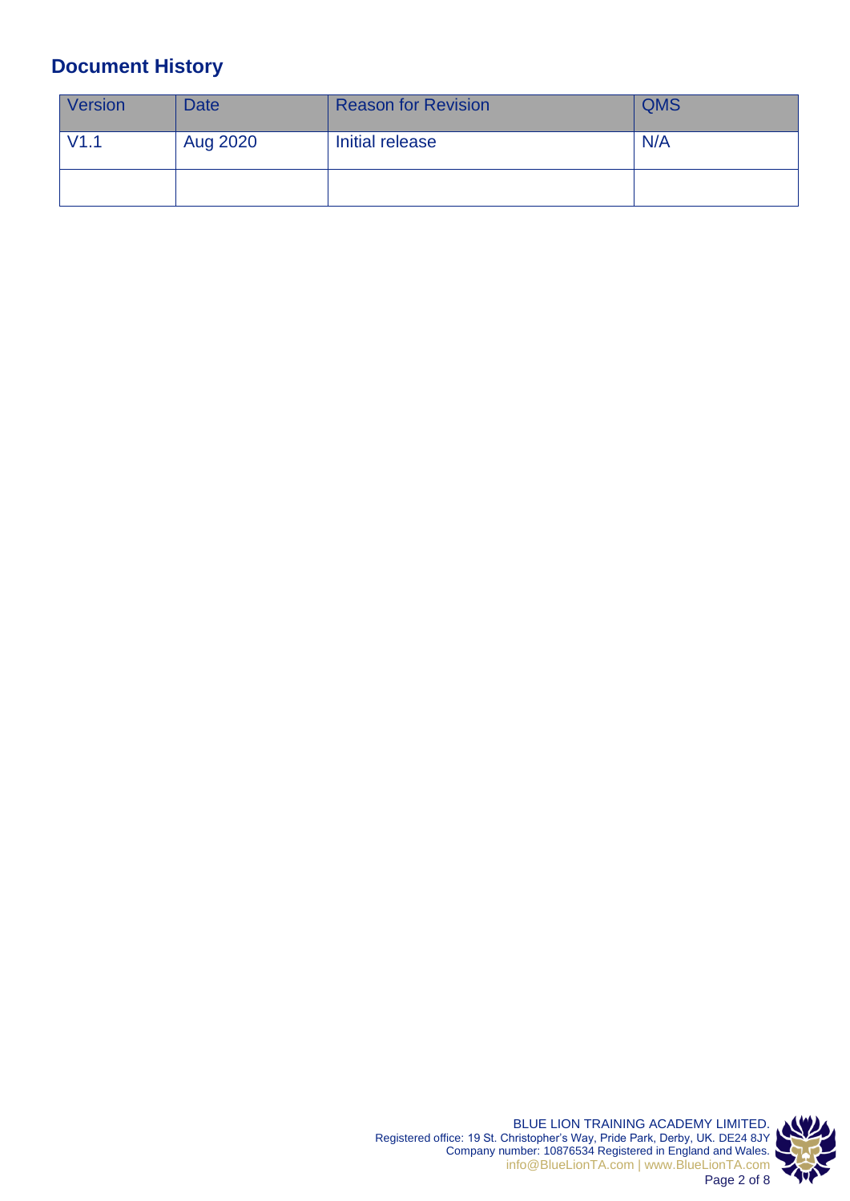## Document History

| Version | Date | Reason for Revision | QMS |
|---|---|---|---|
| V1.1 | Aug 2020 | Initial release | N/A |
| | | | |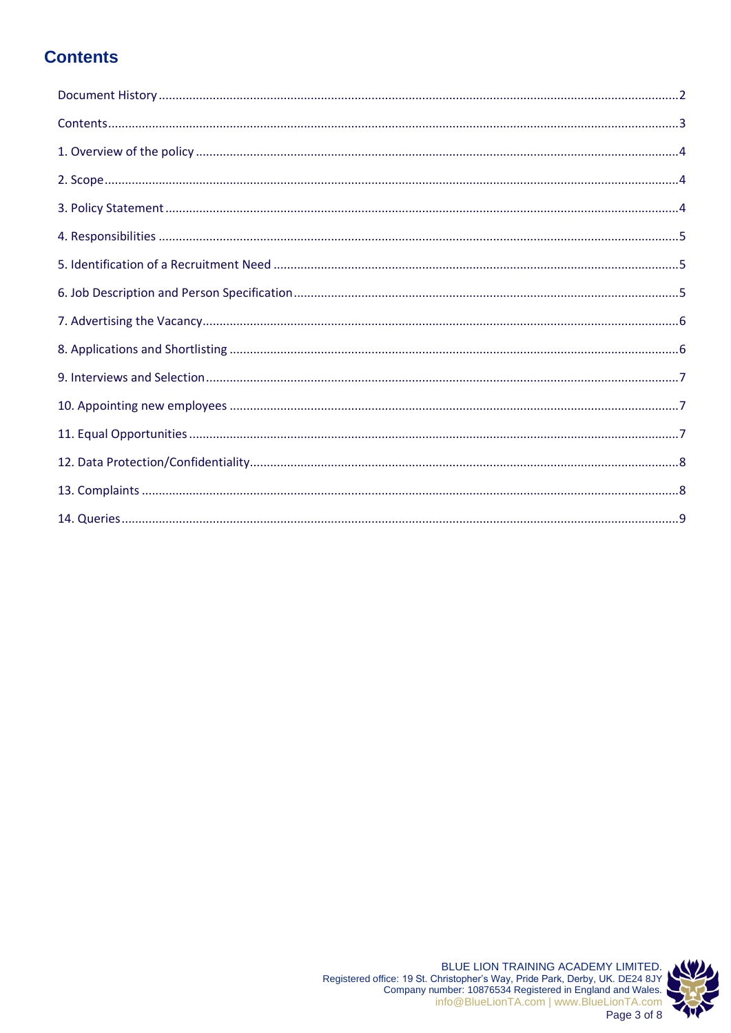## Contents

Document History ....................................................................................................................................................2

Contents ...................................................................................................................................................................3

1. Overview of the policy .........................................................................................................................................4

2. Scope .....................................................................................................................................................................4

3. Policy Statement ...................................................................................................................................................4

4. Responsibilities .....................................................................................................................................................5

5. Identification of a Recruitment Need .................................................................................................................5

6. Job Description and Person Specification ...........................................................................................................5

7. Advertising the Vacancy .......................................................................................................................................6

8. Applications and Shortlisting ...............................................................................................................................6

9. Interviews and Selection ......................................................................................................................................7

10. Appointing new employees ...............................................................................................................................7

11. Equal Opportunities ...........................................................................................................................................7

12. Data Protection/Confidentiality .........................................................................................................................8

13. Complaints .........................................................................................................................................................8

14. Queries ...............................................................................................................................................................9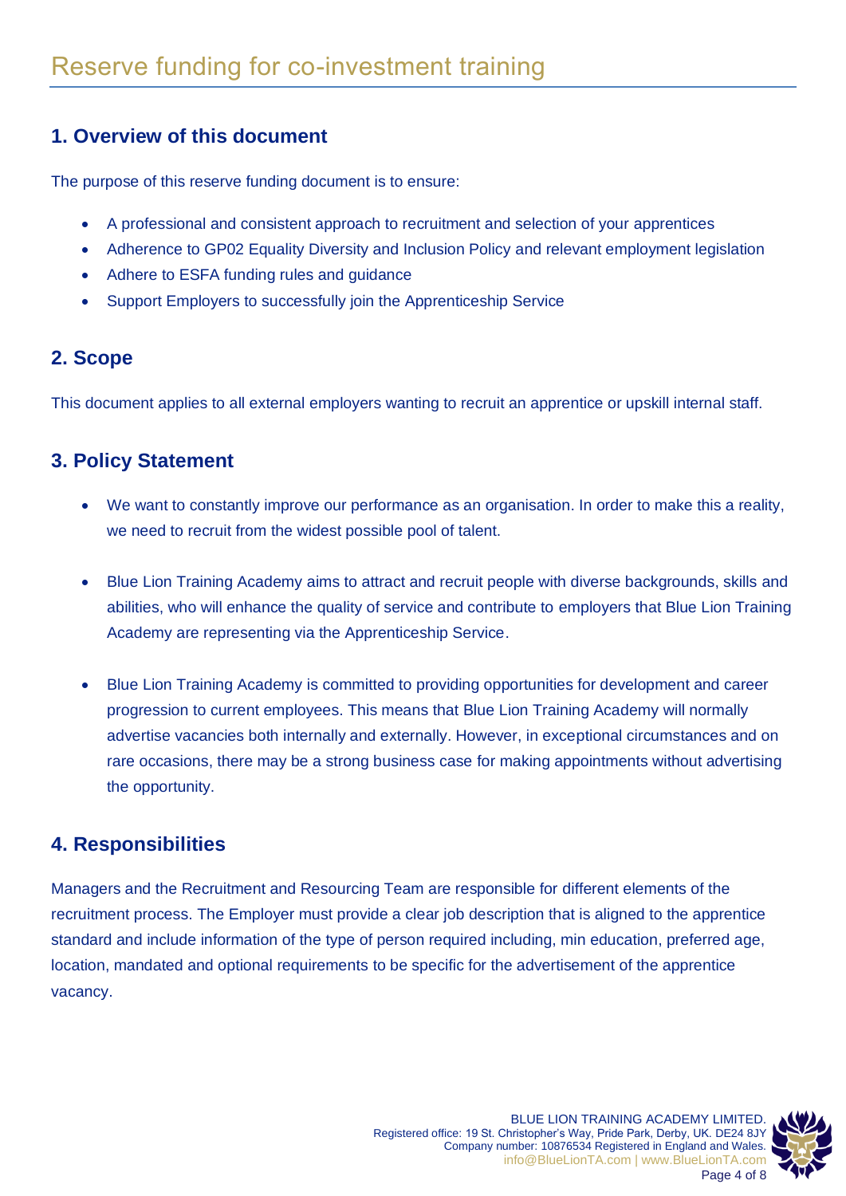# Reserve funding for co-investment training

## 1. Overview of this document

The purpose of this reserve funding document is to ensure:

- A professional and consistent approach to recruitment and selection of your apprentices
- Adherence to GP02 Equality Diversity and Inclusion Policy and relevant employment legislation
- Adhere to ESFA funding rules and guidance
- Support Employers to successfully join the Apprenticeship Service

## 2. Scope

This document applies to all external employers wanting to recruit an apprentice or upskill internal staff.

## 3. Policy Statement

- We want to constantly improve our performance as an organisation. In order to make this a reality, we need to recruit from the widest possible pool of talent.

- Blue Lion Training Academy aims to attract and recruit people with diverse backgrounds, skills and abilities, who will enhance the quality of service and contribute to employers that Blue Lion Training Academy are representing via the Apprenticeship Service.

- Blue Lion Training Academy is committed to providing opportunities for development and career progression to current employees. This means that Blue Lion Training Academy will normally advertise vacancies both internally and externally. However, in exceptional circumstances and on rare occasions, there may be a strong business case for making appointments without advertising the opportunity.

## 4. Responsibilities

Managers and the Recruitment and Resourcing Team are responsible for different elements of the recruitment process. The Employer must provide a clear job description that is aligned to the apprentice standard and include information of the type of person required including, min education, preferred age, location, mandated and optional requirements to be specific for the advertisement of the apprentice vacancy.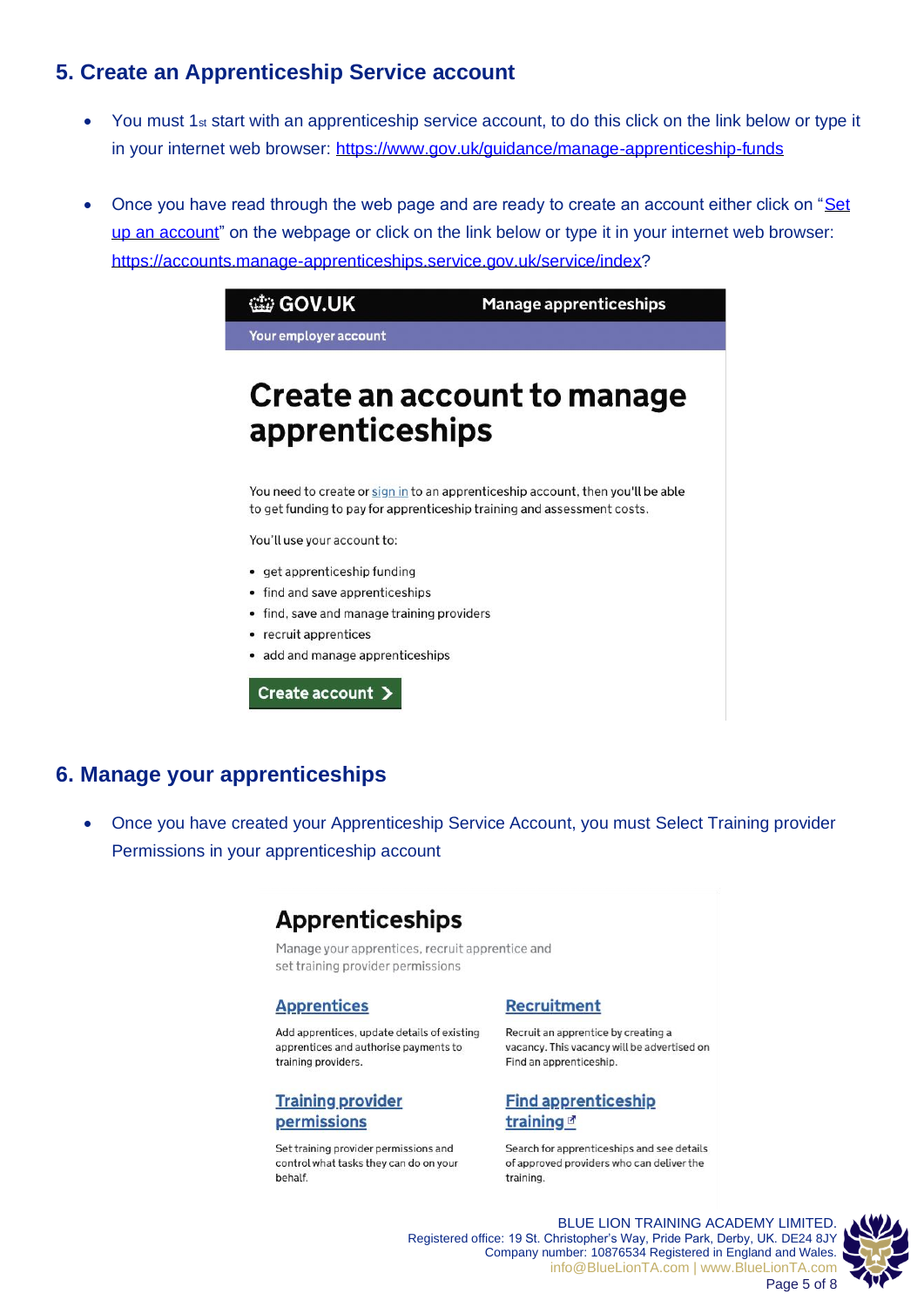## 5. Create an Apprenticeship Service account

- You must 1st start with an apprenticeship service account, to do this click on the link below or type it in your internet web browser: https://www.gov.uk/guidance/manage-apprenticeship-funds

- Once you have read through the web page and are ready to create an account either click on "Set up an account" on the webpage or click on the link below or type it in your internet web browser: https://accounts.manage-apprenticeships.service.gov.uk/service/index?

GOV.UK Manage apprenticeships

Your employer account

# Create an account to manage apprenticeships

You need to create or sign in to an apprenticeship account, then you'll be able to get funding to pay for apprenticeship training and assessment costs.

You'll use your account to:

- get apprenticeship funding
- find and save apprenticeships
- find, save and manage training providers
- recruit apprentices
- add and manage apprenticeships

Create account

## 6. Manage your apprenticeships

- Once you have created your Apprenticeship Service Account, you must Select Training provider Permissions in your apprenticeship account

# Apprenticeships

Manage your apprentices, recruit apprentice and set training provider permissions

**Apprentices**

Add apprentices, update details of existing apprentices and authorise payments to training providers.

**Recruitment**

Recruit an apprentice by creating a vacancy. This vacancy will be advertised on Find an apprenticeship.

**Training provider permissions**

Set training provider permissions and control what tasks they can do on your behalf.

**Find apprenticeship training**

Search for apprenticeships and see details of approved providers who can deliver the training.

BLUE LION TRAINING ACADEMY LIMITED.
Registered office: 19 St. Christopher's Way, Pride Park, Derby, UK. DE24 8JY
Company number: 10876534 Registered in England and Wales.
info@BlueLionTA.com | www.BlueLionTA.com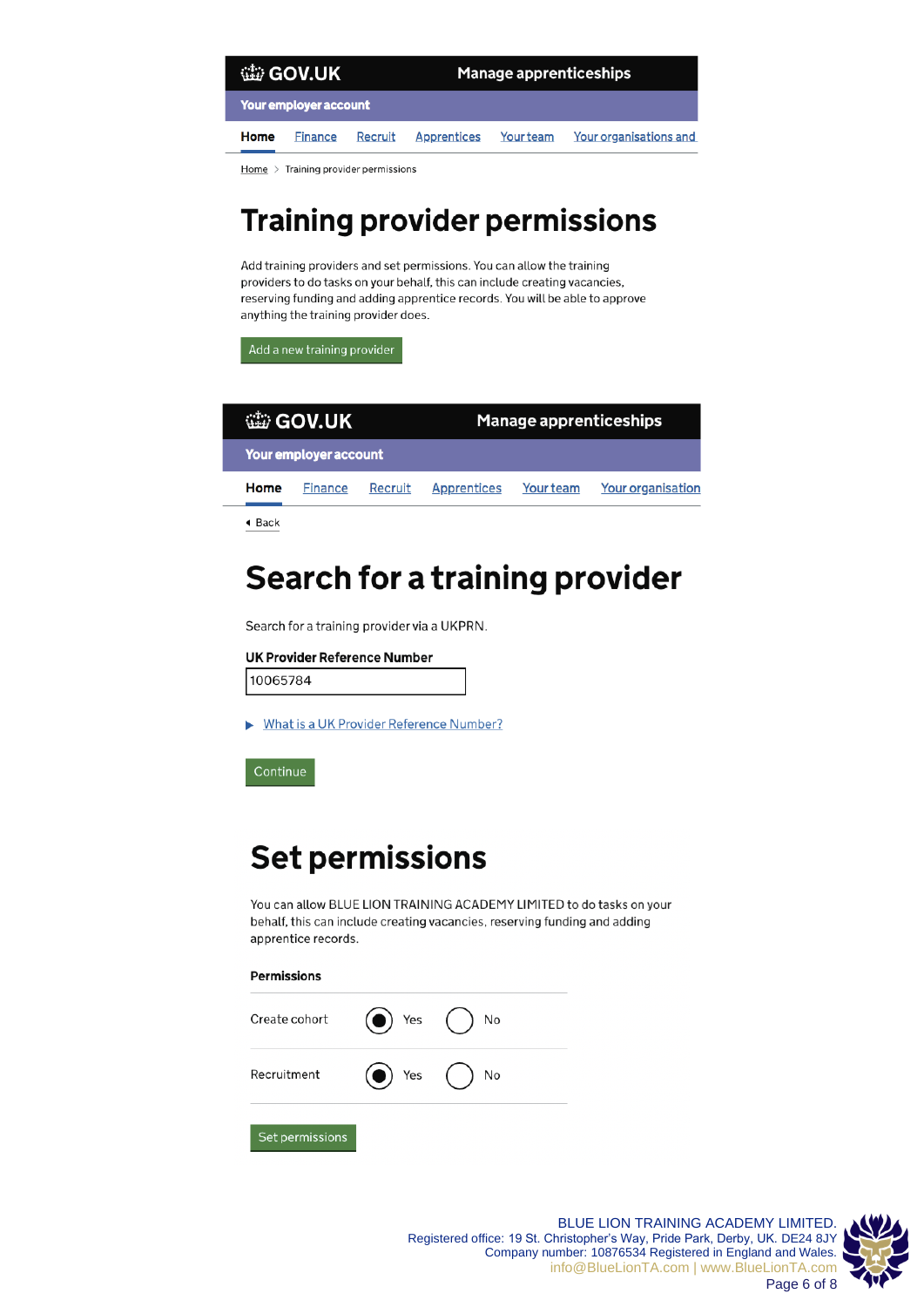GOV.UK — Manage apprenticeships

Your employer account

Home | Finance | Recruit | Apprentices | Your team | Your organisations and

Home > Training provider permissions

# Training provider permissions

Add training providers and set permissions. You can allow the training providers to do tasks on your behalf, this can include creating vacancies, reserving funding and adding apprentice records. You will be able to approve anything the training provider does.

Add a new training provider

GOV.UK — Manage apprenticeships

Your employer account

Home | Finance | Recruit | Apprentices | Your team | Your organisation

Back

# Search for a training provider

Search for a training provider via a UKPRN.

**UK Provider Reference Number**

10065784

What is a UK Provider Reference Number?

Continue

# Set permissions

You can allow BLUE LION TRAINING ACADEMY LIMITED to do tasks on your behalf, this can include creating vacancies, reserving funding and adding apprentice records.

**Permissions**

| Permission | Yes | No |
|---|---|---|
| Create cohort | ● Yes | ○ No |
| Recruitment | ● Yes | ○ No |

Set permissions

BLUE LION TRAINING ACADEMY LIMITED.
Registered office: 19 St. Christopher's Way, Pride Park, Derby, UK. DE24 8JY
Company number: 10876534 Registered in England and Wales.
info@BlueLionTA.com | www.BlueLionTA.com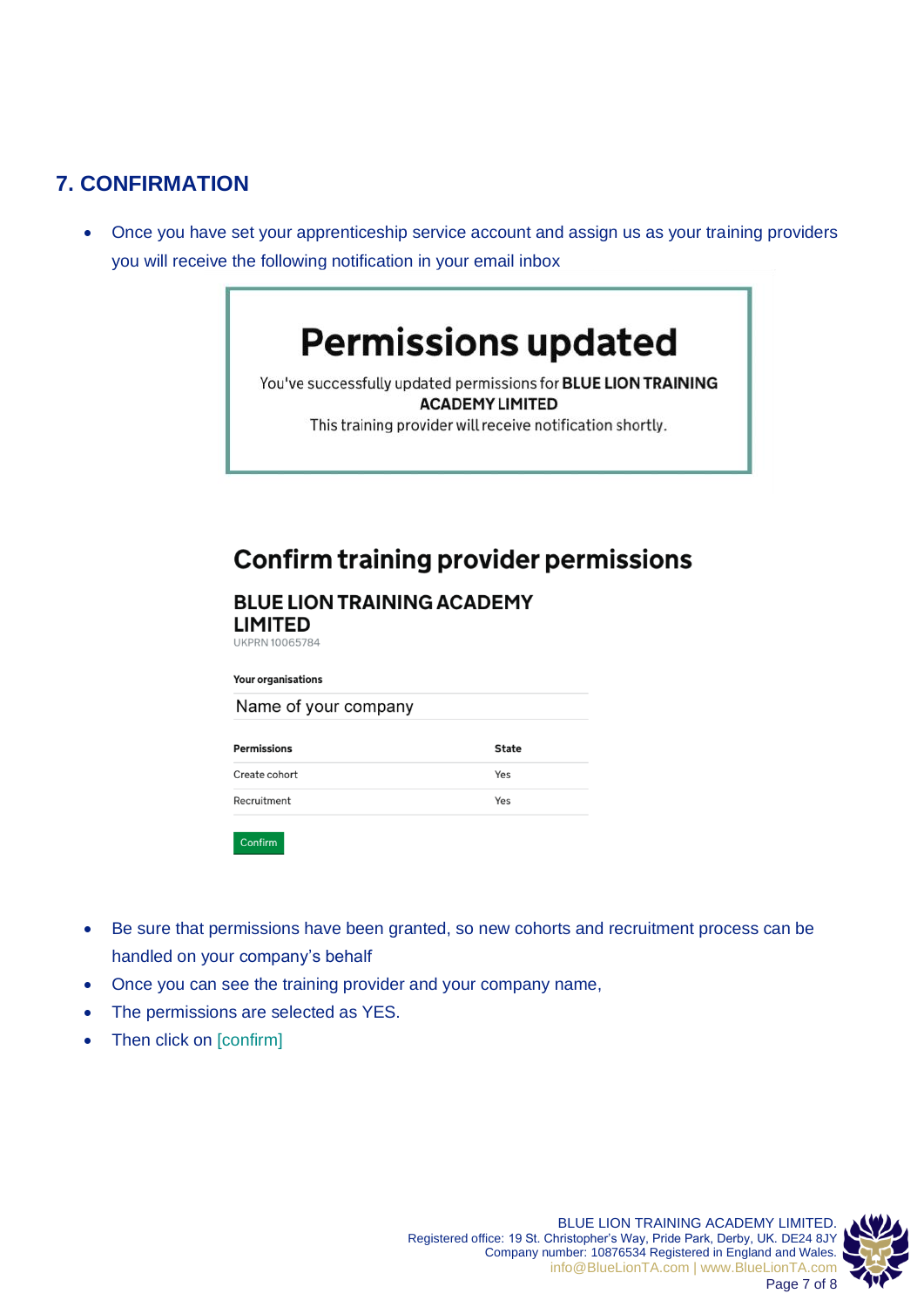## 7. CONFIRMATION

- Once you have set your apprenticeship service account and assign us as your training providers you will receive the following notification in your email inbox

# Permissions updated

You've successfully updated permissions for **BLUE LION TRAINING ACADEMY LIMITED**
This training provider will receive notification shortly.

## Confirm training provider permissions

### BLUE LION TRAINING ACADEMY LIMITED

UKPRN 10065784

**Your organisations**

Name of your company

| Permissions | State |
| --- | --- |
| Create cohort | Yes |
| Recruitment | Yes |

Confirm

- Be sure that permissions have been granted, so new cohorts and recruitment process can be handled on your company's behalf
- Once you can see the training provider and your company name,
- The permissions are selected as YES.
- Then click on [confirm]

BLUE LION TRAINING ACADEMY LIMITED.
Registered office: 19 St. Christopher's Way, Pride Park, Derby, UK. DE24 8JY
Company number: 10876534 Registered in England and Wales.
info@BlueLionTA.com | www.BlueLionTA.com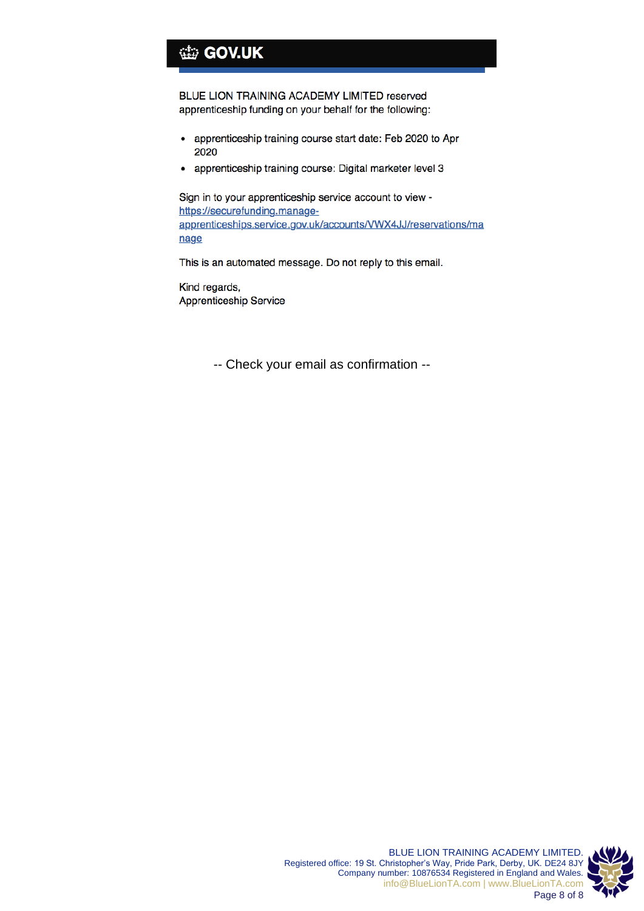**GOV.UK**

BLUE LION TRAINING ACADEMY LIMITED reserved apprenticeship funding on your behalf for the following:

- apprenticeship training course start date: Feb 2020 to Apr 2020
- apprenticeship training course: Digital marketer level 3

Sign in to your apprenticeship service account to view - [https://securefunding.manage-apprenticeships.service.gov.uk/accounts/VWX4JJ/reservations/manage](https://securefunding.manage-apprenticeships.service.gov.uk/accounts/VWX4JJ/reservations/manage)

This is an automated message. Do not reply to this email.

Kind regards,
Apprenticeship Service

-- Check your email as confirmation --